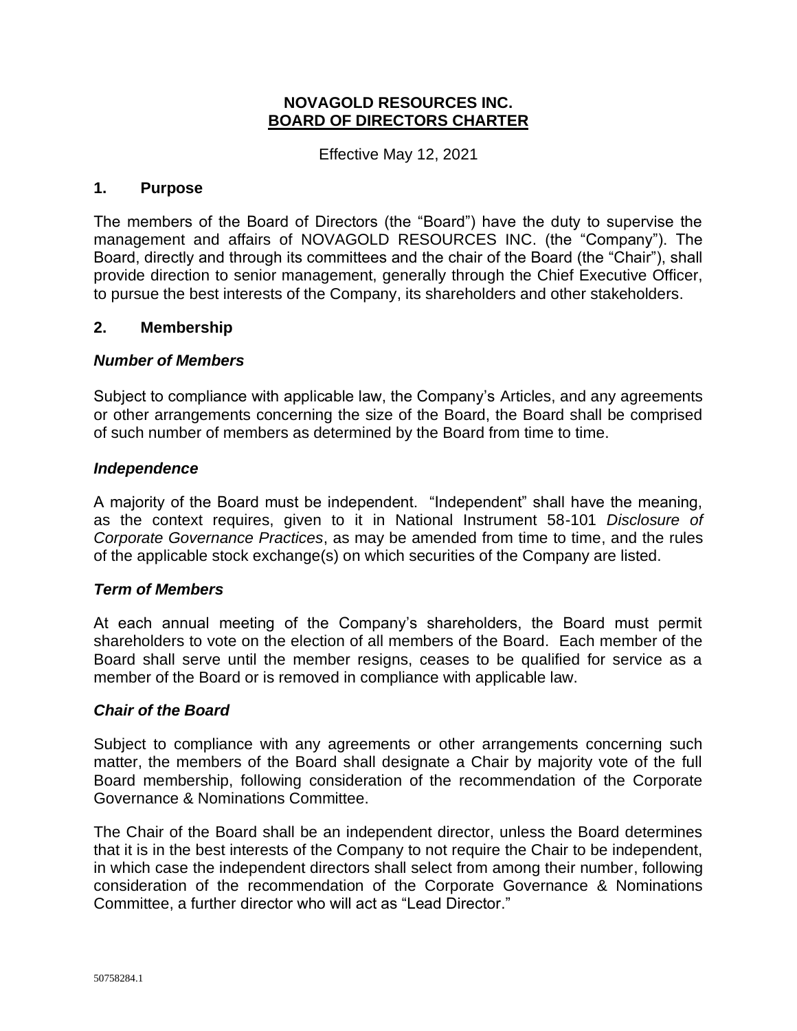# NOVAGOLD RESOURCES INC.
# BOARD OF DIRECTORS CHARTER

Effective May 12, 2021

## 1. Purpose

The members of the Board of Directors (the "Board") have the duty to supervise the management and affairs of NOVAGOLD RESOURCES INC. (the "Company"). The Board, directly and through its committees and the chair of the Board (the "Chair"), shall provide direction to senior management, generally through the Chief Executive Officer, to pursue the best interests of the Company, its shareholders and other stakeholders.

## 2. Membership

### *Number of Members*

Subject to compliance with applicable law, the Company's Articles, and any agreements or other arrangements concerning the size of the Board, the Board shall be comprised of such number of members as determined by the Board from time to time.

### *Independence*

A majority of the Board must be independent. "Independent" shall have the meaning, as the context requires, given to it in National Instrument 58-101 *Disclosure of Corporate Governance Practices*, as may be amended from time to time, and the rules of the applicable stock exchange(s) on which securities of the Company are listed.

### *Term of Members*

At each annual meeting of the Company's shareholders, the Board must permit shareholders to vote on the election of all members of the Board. Each member of the Board shall serve until the member resigns, ceases to be qualified for service as a member of the Board or is removed in compliance with applicable law.

### *Chair of the Board*

Subject to compliance with any agreements or other arrangements concerning such matter, the members of the Board shall designate a Chair by majority vote of the full Board membership, following consideration of the recommendation of the Corporate Governance & Nominations Committee.

The Chair of the Board shall be an independent director, unless the Board determines that it is in the best interests of the Company to not require the Chair to be independent, in which case the independent directors shall select from among their number, following consideration of the recommendation of the Corporate Governance & Nominations Committee, a further director who will act as "Lead Director."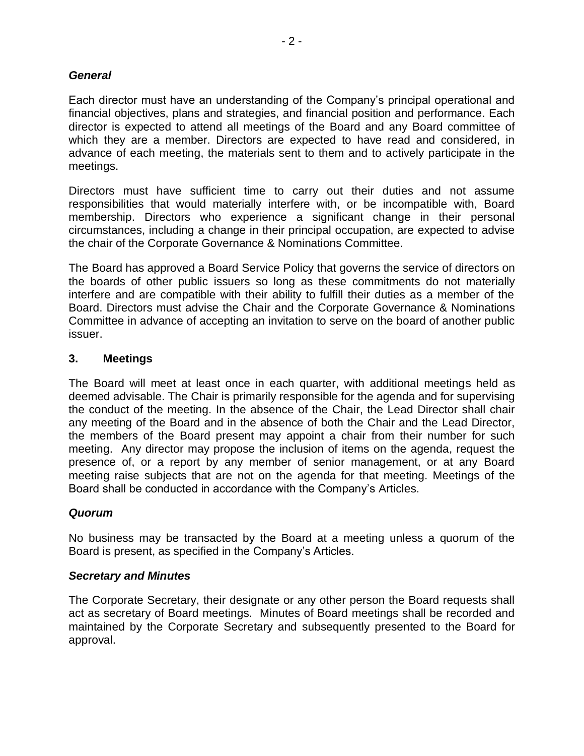### *General*

Each director must have an understanding of the Company's principal operational and financial objectives, plans and strategies, and financial position and performance. Each director is expected to attend all meetings of the Board and any Board committee of which they are a member. Directors are expected to have read and considered, in advance of each meeting, the materials sent to them and to actively participate in the meetings.

Directors must have sufficient time to carry out their duties and not assume responsibilities that would materially interfere with, or be incompatible with, Board membership. Directors who experience a significant change in their personal circumstances, including a change in their principal occupation, are expected to advise the chair of the Corporate Governance & Nominations Committee.

The Board has approved a Board Service Policy that governs the service of directors on the boards of other public issuers so long as these commitments do not materially interfere and are compatible with their ability to fulfill their duties as a member of the Board. Directors must advise the Chair and the Corporate Governance & Nominations Committee in advance of accepting an invitation to serve on the board of another public issuer.

## 3. Meetings

The Board will meet at least once in each quarter, with additional meetings held as deemed advisable. The Chair is primarily responsible for the agenda and for supervising the conduct of the meeting. In the absence of the Chair, the Lead Director shall chair any meeting of the Board and in the absence of both the Chair and the Lead Director, the members of the Board present may appoint a chair from their number for such meeting. Any director may propose the inclusion of items on the agenda, request the presence of, or a report by any member of senior management, or at any Board meeting raise subjects that are not on the agenda for that meeting. Meetings of the Board shall be conducted in accordance with the Company's Articles.

### *Quorum*

No business may be transacted by the Board at a meeting unless a quorum of the Board is present, as specified in the Company's Articles.

### *Secretary and Minutes*

The Corporate Secretary, their designate or any other person the Board requests shall act as secretary of Board meetings. Minutes of Board meetings shall be recorded and maintained by the Corporate Secretary and subsequently presented to the Board for approval.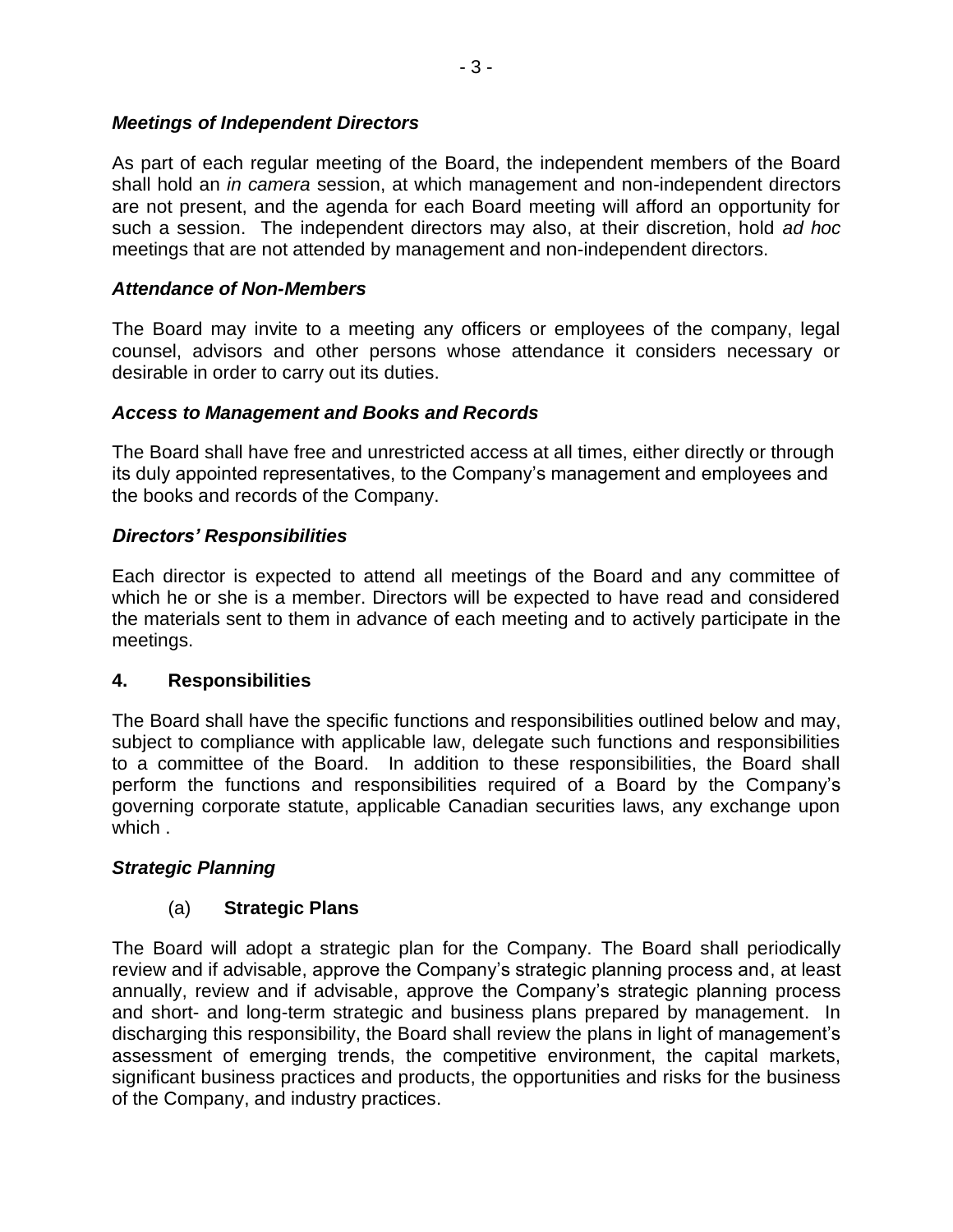### *Meetings of Independent Directors*

As part of each regular meeting of the Board, the independent members of the Board shall hold an *in camera* session, at which management and non-independent directors are not present, and the agenda for each Board meeting will afford an opportunity for such a session. The independent directors may also, at their discretion, hold *ad hoc* meetings that are not attended by management and non-independent directors.

### *Attendance of Non-Members*

The Board may invite to a meeting any officers or employees of the company, legal counsel, advisors and other persons whose attendance it considers necessary or desirable in order to carry out its duties.

### *Access to Management and Books and Records*

The Board shall have free and unrestricted access at all times, either directly or through its duly appointed representatives, to the Company's management and employees and the books and records of the Company.

### *Directors' Responsibilities*

Each director is expected to attend all meetings of the Board and any committee of which he or she is a member. Directors will be expected to have read and considered the materials sent to them in advance of each meeting and to actively participate in the meetings.

## 4. Responsibilities

The Board shall have the specific functions and responsibilities outlined below and may, subject to compliance with applicable law, delegate such functions and responsibilities to a committee of the Board. In addition to these responsibilities, the Board shall perform the functions and responsibilities required of a Board by the Company's governing corporate statute, applicable Canadian securities laws, any exchange upon which .

### *Strategic Planning*

#### (a) Strategic Plans

The Board will adopt a strategic plan for the Company. The Board shall periodically review and if advisable, approve the Company's strategic planning process and, at least annually, review and if advisable, approve the Company's strategic planning process and short- and long-term strategic and business plans prepared by management. In discharging this responsibility, the Board shall review the plans in light of management's assessment of emerging trends, the competitive environment, the capital markets, significant business practices and products, the opportunities and risks for the business of the Company, and industry practices.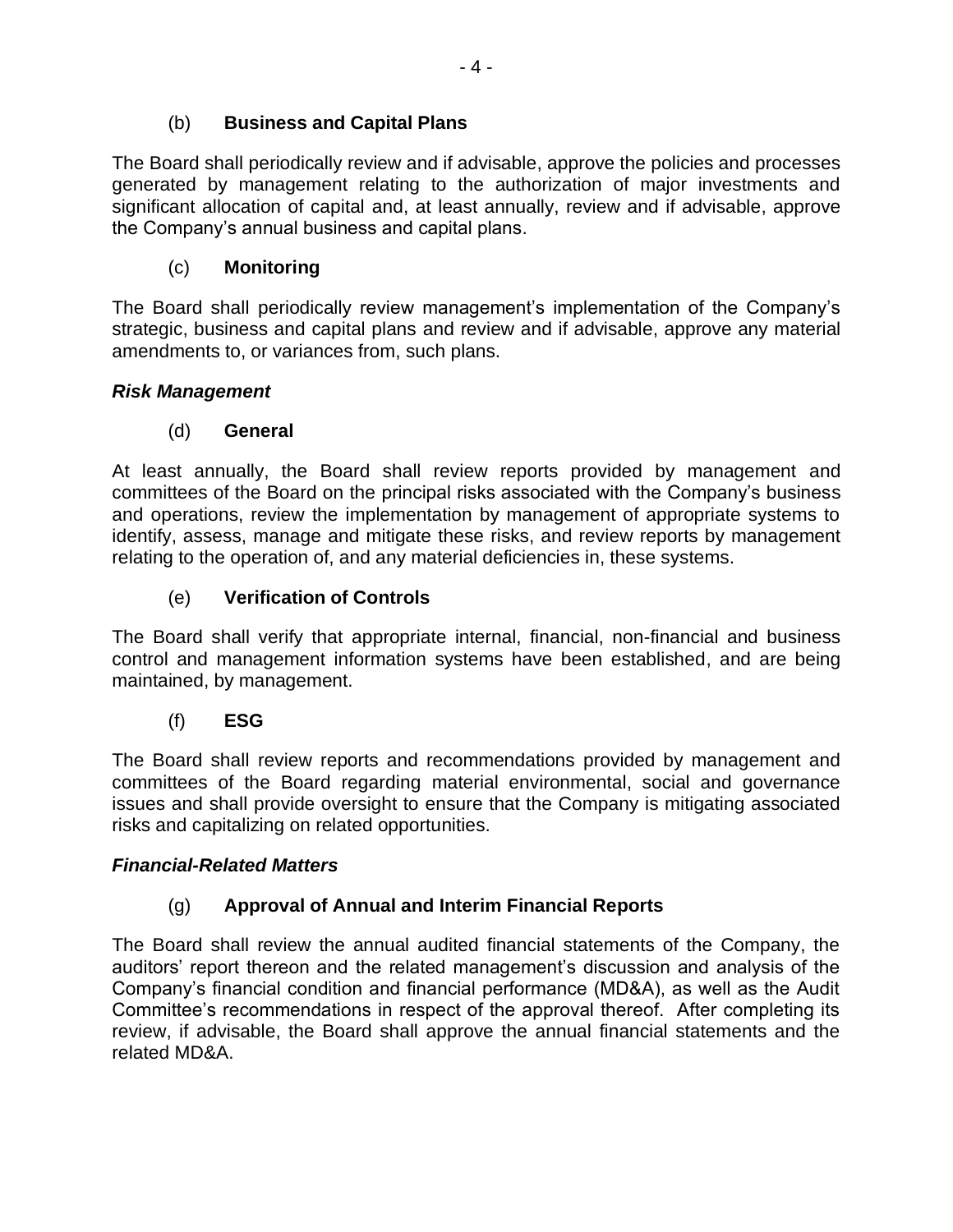### (b) **Business and Capital Plans**

The Board shall periodically review and if advisable, approve the policies and processes generated by management relating to the authorization of major investments and significant allocation of capital and, at least annually, review and if advisable, approve the Company's annual business and capital plans.

### (c) **Monitoring**

The Board shall periodically review management's implementation of the Company's strategic, business and capital plans and review and if advisable, approve any material amendments to, or variances from, such plans.

***Risk Management***

### (d) **General**

At least annually, the Board shall review reports provided by management and committees of the Board on the principal risks associated with the Company's business and operations, review the implementation by management of appropriate systems to identify, assess, manage and mitigate these risks, and review reports by management relating to the operation of, and any material deficiencies in, these systems.

### (e) **Verification of Controls**

The Board shall verify that appropriate internal, financial, non-financial and business control and management information systems have been established, and are being maintained, by management.

### (f) **ESG**

The Board shall review reports and recommendations provided by management and committees of the Board regarding material environmental, social and governance issues and shall provide oversight to ensure that the Company is mitigating associated risks and capitalizing on related opportunities.

***Financial-Related Matters***

### (g) **Approval of Annual and Interim Financial Reports**

The Board shall review the annual audited financial statements of the Company, the auditors' report thereon and the related management's discussion and analysis of the Company's financial condition and financial performance (MD&A), as well as the Audit Committee's recommendations in respect of the approval thereof. After completing its review, if advisable, the Board shall approve the annual financial statements and the related MD&A.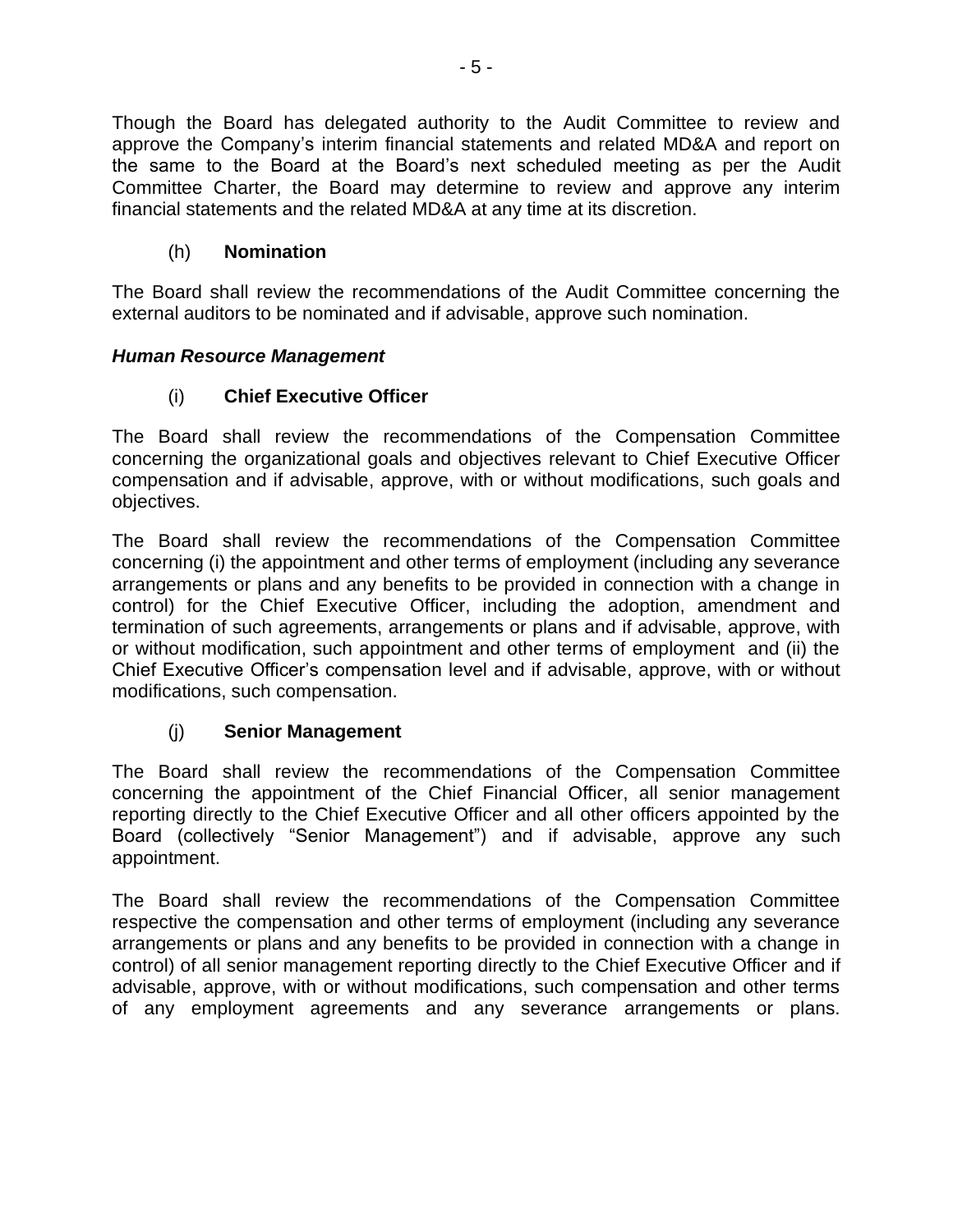Though the Board has delegated authority to the Audit Committee to review and approve the Company's interim financial statements and related MD&A and report on the same to the Board at the Board's next scheduled meeting as per the Audit Committee Charter, the Board may determine to review and approve any interim financial statements and the related MD&A at any time at its discretion.

(h) **Nomination**

The Board shall review the recommendations of the Audit Committee concerning the external auditors to be nominated and if advisable, approve such nomination.

***Human Resource Management***

(i) **Chief Executive Officer**

The Board shall review the recommendations of the Compensation Committee concerning the organizational goals and objectives relevant to Chief Executive Officer compensation and if advisable, approve, with or without modifications, such goals and objectives.

The Board shall review the recommendations of the Compensation Committee concerning (i) the appointment and other terms of employment (including any severance arrangements or plans and any benefits to be provided in connection with a change in control) for the Chief Executive Officer, including the adoption, amendment and termination of such agreements, arrangements or plans and if advisable, approve, with or without modification, such appointment and other terms of employment and (ii) the Chief Executive Officer's compensation level and if advisable, approve, with or without modifications, such compensation.

(j) **Senior Management**

The Board shall review the recommendations of the Compensation Committee concerning the appointment of the Chief Financial Officer, all senior management reporting directly to the Chief Executive Officer and all other officers appointed by the Board (collectively "Senior Management") and if advisable, approve any such appointment.

The Board shall review the recommendations of the Compensation Committee respective the compensation and other terms of employment (including any severance arrangements or plans and any benefits to be provided in connection with a change in control) of all senior management reporting directly to the Chief Executive Officer and if advisable, approve, with or without modifications, such compensation and other terms of any employment agreements and any severance arrangements or plans.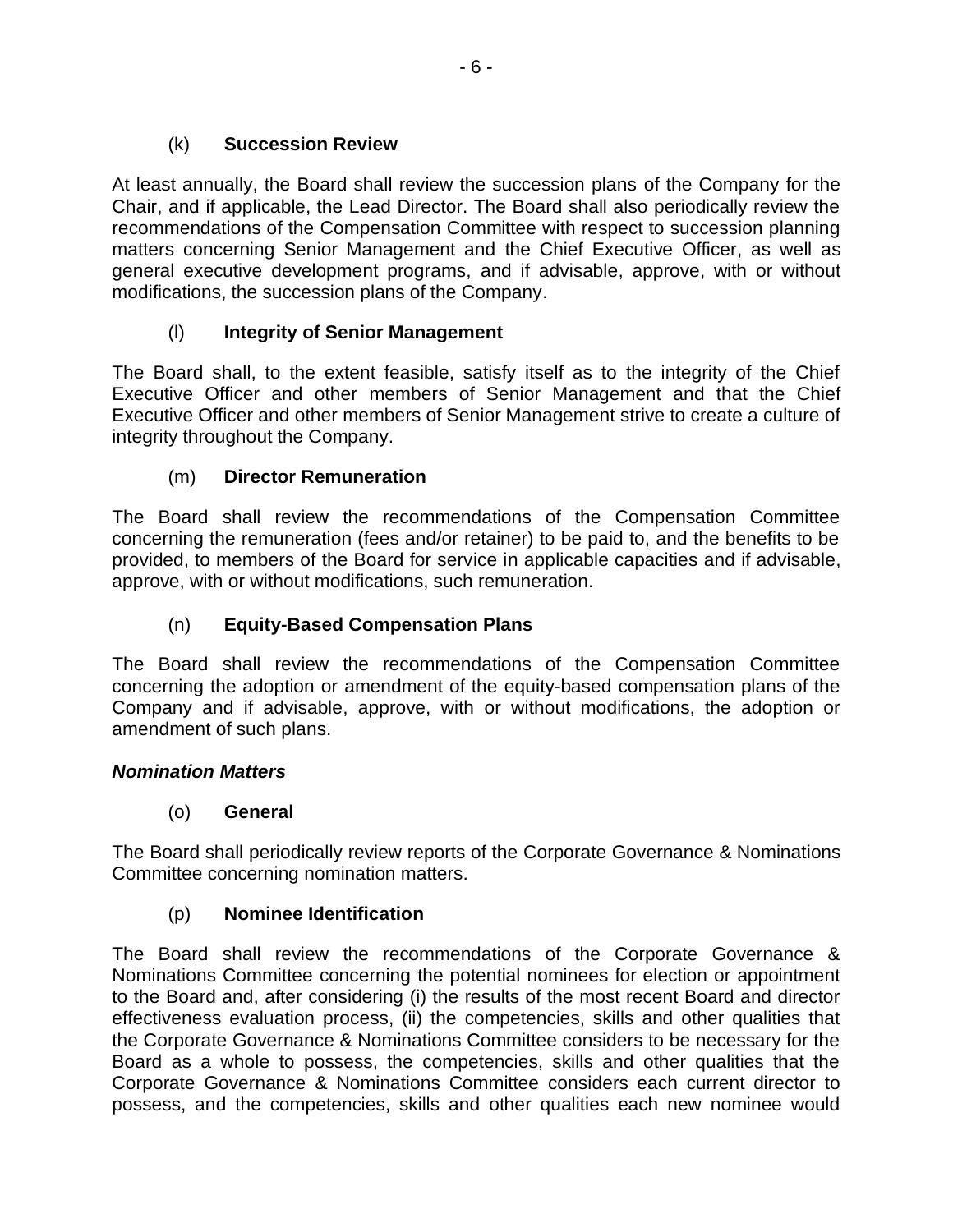(k) **Succession Review**

At least annually, the Board shall review the succession plans of the Company for the Chair, and if applicable, the Lead Director. The Board shall also periodically review the recommendations of the Compensation Committee with respect to succession planning matters concerning Senior Management and the Chief Executive Officer, as well as general executive development programs, and if advisable, approve, with or without modifications, the succession plans of the Company.

(l) **Integrity of Senior Management**

The Board shall, to the extent feasible, satisfy itself as to the integrity of the Chief Executive Officer and other members of Senior Management and that the Chief Executive Officer and other members of Senior Management strive to create a culture of integrity throughout the Company.

(m) **Director Remuneration**

The Board shall review the recommendations of the Compensation Committee concerning the remuneration (fees and/or retainer) to be paid to, and the benefits to be provided, to members of the Board for service in applicable capacities and if advisable, approve, with or without modifications, such remuneration.

(n) **Equity-Based Compensation Plans**

The Board shall review the recommendations of the Compensation Committee concerning the adoption or amendment of the equity-based compensation plans of the Company and if advisable, approve, with or without modifications, the adoption or amendment of such plans.

***Nomination Matters***

(o) **General**

The Board shall periodically review reports of the Corporate Governance & Nominations Committee concerning nomination matters.

(p) **Nominee Identification**

The Board shall review the recommendations of the Corporate Governance & Nominations Committee concerning the potential nominees for election or appointment to the Board and, after considering (i) the results of the most recent Board and director effectiveness evaluation process, (ii) the competencies, skills and other qualities that the Corporate Governance & Nominations Committee considers to be necessary for the Board as a whole to possess, the competencies, skills and other qualities that the Corporate Governance & Nominations Committee considers each current director to possess, and the competencies, skills and other qualities each new nominee would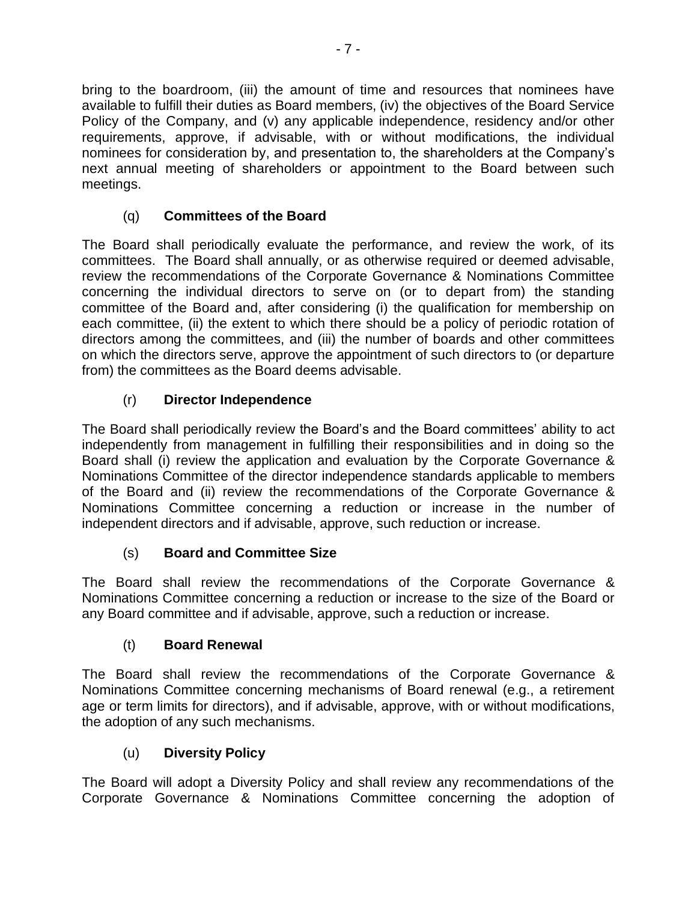bring to the boardroom, (iii) the amount of time and resources that nominees have available to fulfill their duties as Board members, (iv) the objectives of the Board Service Policy of the Company, and (v) any applicable independence, residency and/or other requirements, approve, if advisable, with or without modifications, the individual nominees for consideration by, and presentation to, the shareholders at the Company's next annual meeting of shareholders or appointment to the Board between such meetings.

### (q) **Committees of the Board**

The Board shall periodically evaluate the performance, and review the work, of its committees. The Board shall annually, or as otherwise required or deemed advisable, review the recommendations of the Corporate Governance & Nominations Committee concerning the individual directors to serve on (or to depart from) the standing committee of the Board and, after considering (i) the qualification for membership on each committee, (ii) the extent to which there should be a policy of periodic rotation of directors among the committees, and (iii) the number of boards and other committees on which the directors serve, approve the appointment of such directors to (or departure from) the committees as the Board deems advisable.

### (r) **Director Independence**

The Board shall periodically review the Board's and the Board committees' ability to act independently from management in fulfilling their responsibilities and in doing so the Board shall (i) review the application and evaluation by the Corporate Governance & Nominations Committee of the director independence standards applicable to members of the Board and (ii) review the recommendations of the Corporate Governance & Nominations Committee concerning a reduction or increase in the number of independent directors and if advisable, approve, such reduction or increase.

### (s) **Board and Committee Size**

The Board shall review the recommendations of the Corporate Governance & Nominations Committee concerning a reduction or increase to the size of the Board or any Board committee and if advisable, approve, such a reduction or increase.

### (t) **Board Renewal**

The Board shall review the recommendations of the Corporate Governance & Nominations Committee concerning mechanisms of Board renewal (e.g., a retirement age or term limits for directors), and if advisable, approve, with or without modifications, the adoption of any such mechanisms.

### (u) **Diversity Policy**

The Board will adopt a Diversity Policy and shall review any recommendations of the Corporate Governance & Nominations Committee concerning the adoption of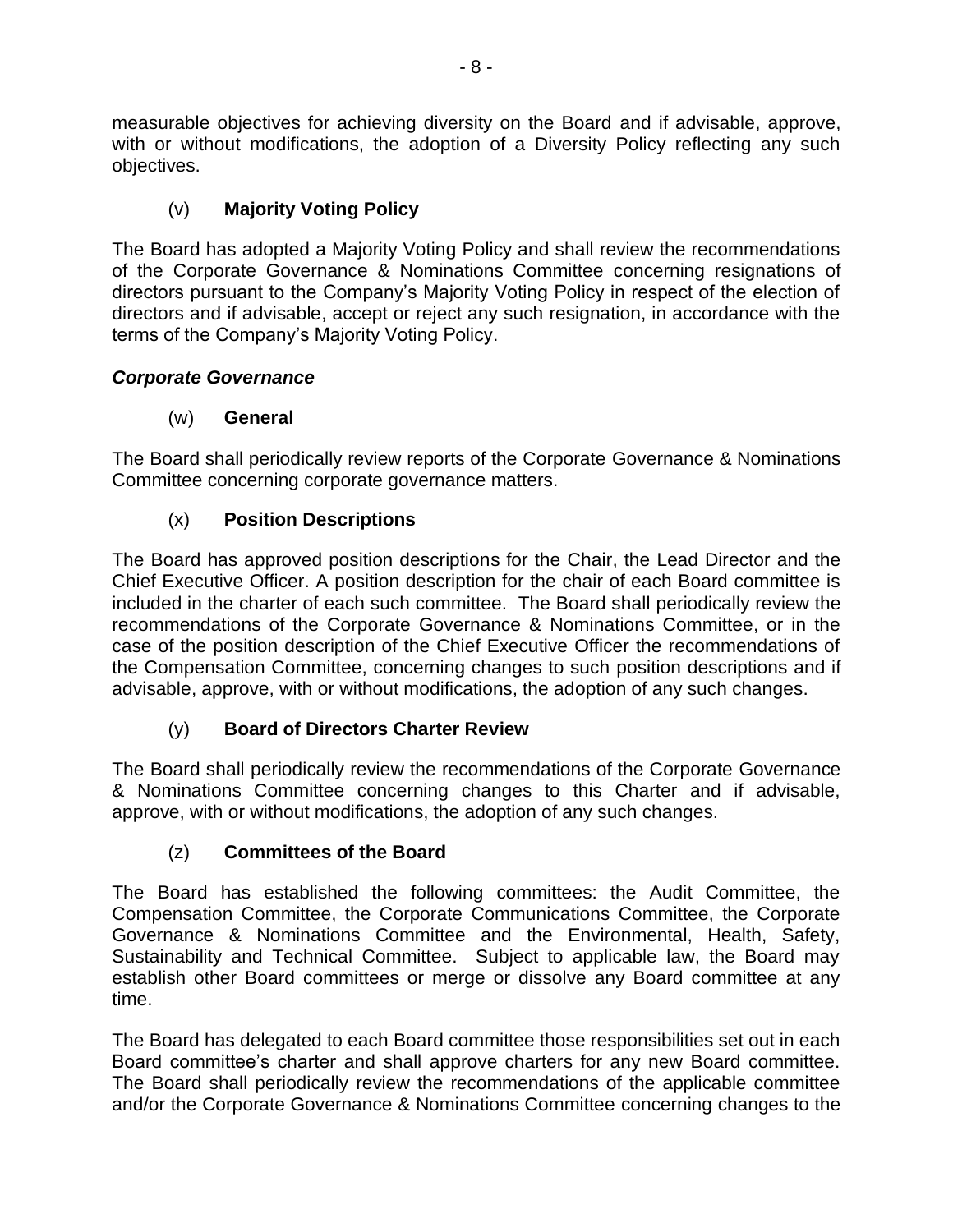measurable objectives for achieving diversity on the Board and if advisable, approve, with or without modifications, the adoption of a Diversity Policy reflecting any such objectives.

(v) **Majority Voting Policy**

The Board has adopted a Majority Voting Policy and shall review the recommendations of the Corporate Governance & Nominations Committee concerning resignations of directors pursuant to the Company's Majority Voting Policy in respect of the election of directors and if advisable, accept or reject any such resignation, in accordance with the terms of the Company's Majority Voting Policy.

***Corporate Governance***

(w) **General**

The Board shall periodically review reports of the Corporate Governance & Nominations Committee concerning corporate governance matters.

(x) **Position Descriptions**

The Board has approved position descriptions for the Chair, the Lead Director and the Chief Executive Officer. A position description for the chair of each Board committee is included in the charter of each such committee. The Board shall periodically review the recommendations of the Corporate Governance & Nominations Committee, or in the case of the position description of the Chief Executive Officer the recommendations of the Compensation Committee, concerning changes to such position descriptions and if advisable, approve, with or without modifications, the adoption of any such changes.

(y) **Board of Directors Charter Review**

The Board shall periodically review the recommendations of the Corporate Governance & Nominations Committee concerning changes to this Charter and if advisable, approve, with or without modifications, the adoption of any such changes.

(z) **Committees of the Board**

The Board has established the following committees: the Audit Committee, the Compensation Committee, the Corporate Communications Committee, the Corporate Governance & Nominations Committee and the Environmental, Health, Safety, Sustainability and Technical Committee. Subject to applicable law, the Board may establish other Board committees or merge or dissolve any Board committee at any time.

The Board has delegated to each Board committee those responsibilities set out in each Board committee's charter and shall approve charters for any new Board committee. The Board shall periodically review the recommendations of the applicable committee and/or the Corporate Governance & Nominations Committee concerning changes to the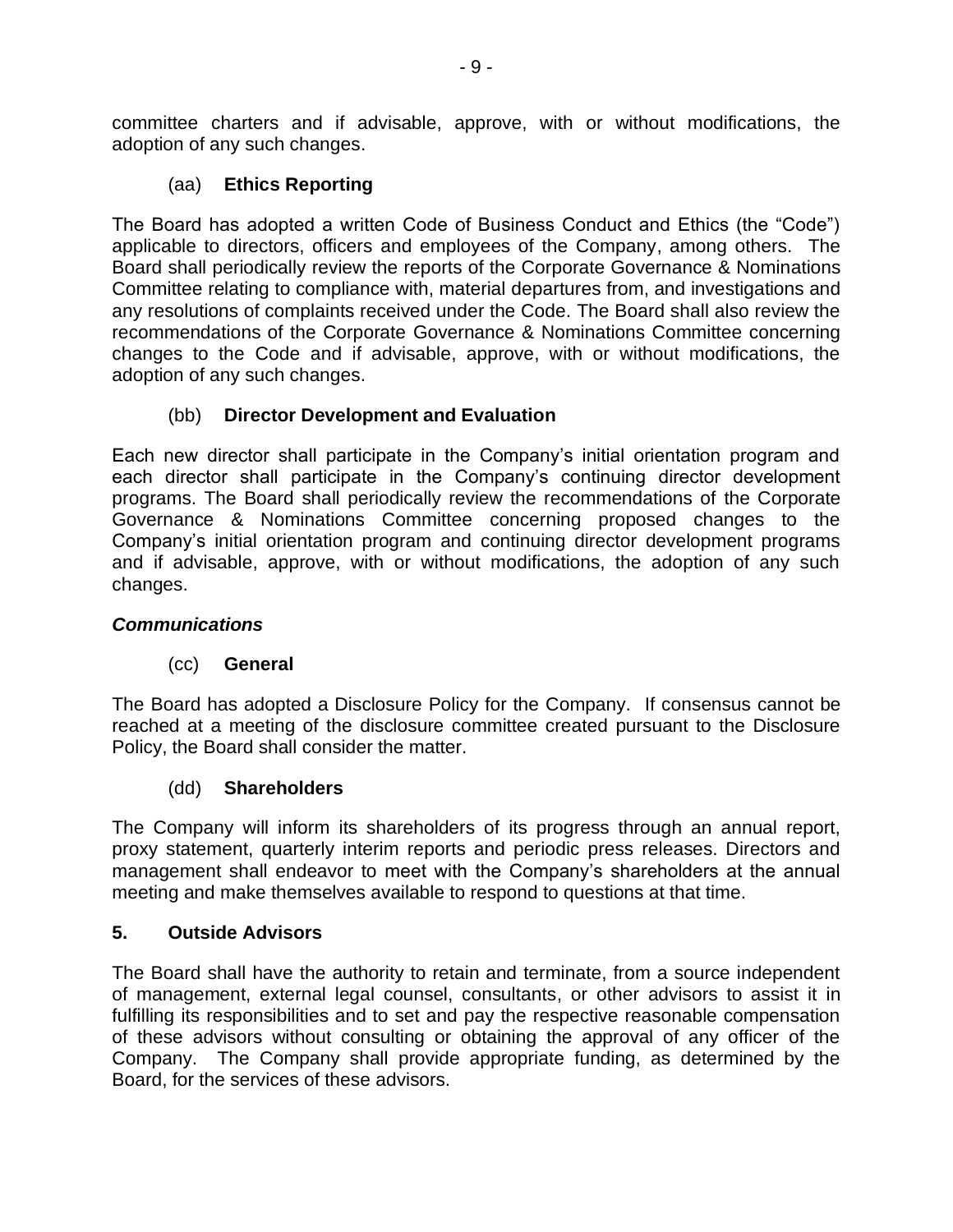committee charters and if advisable, approve, with or without modifications, the adoption of any such changes.

### (aa) **Ethics Reporting**

The Board has adopted a written Code of Business Conduct and Ethics (the "Code") applicable to directors, officers and employees of the Company, among others. The Board shall periodically review the reports of the Corporate Governance & Nominations Committee relating to compliance with, material departures from, and investigations and any resolutions of complaints received under the Code. The Board shall also review the recommendations of the Corporate Governance & Nominations Committee concerning changes to the Code and if advisable, approve, with or without modifications, the adoption of any such changes.

### (bb) **Director Development and Evaluation**

Each new director shall participate in the Company's initial orientation program and each director shall participate in the Company's continuing director development programs. The Board shall periodically review the recommendations of the Corporate Governance & Nominations Committee concerning proposed changes to the Company's initial orientation program and continuing director development programs and if advisable, approve, with or without modifications, the adoption of any such changes.

***Communications***

### (cc) **General**

The Board has adopted a Disclosure Policy for the Company. If consensus cannot be reached at a meeting of the disclosure committee created pursuant to the Disclosure Policy, the Board shall consider the matter.

### (dd) **Shareholders**

The Company will inform its shareholders of its progress through an annual report, proxy statement, quarterly interim reports and periodic press releases. Directors and management shall endeavor to meet with the Company's shareholders at the annual meeting and make themselves available to respond to questions at that time.

## **5. Outside Advisors**

The Board shall have the authority to retain and terminate, from a source independent of management, external legal counsel, consultants, or other advisors to assist it in fulfilling its responsibilities and to set and pay the respective reasonable compensation of these advisors without consulting or obtaining the approval of any officer of the Company. The Company shall provide appropriate funding, as determined by the Board, for the services of these advisors.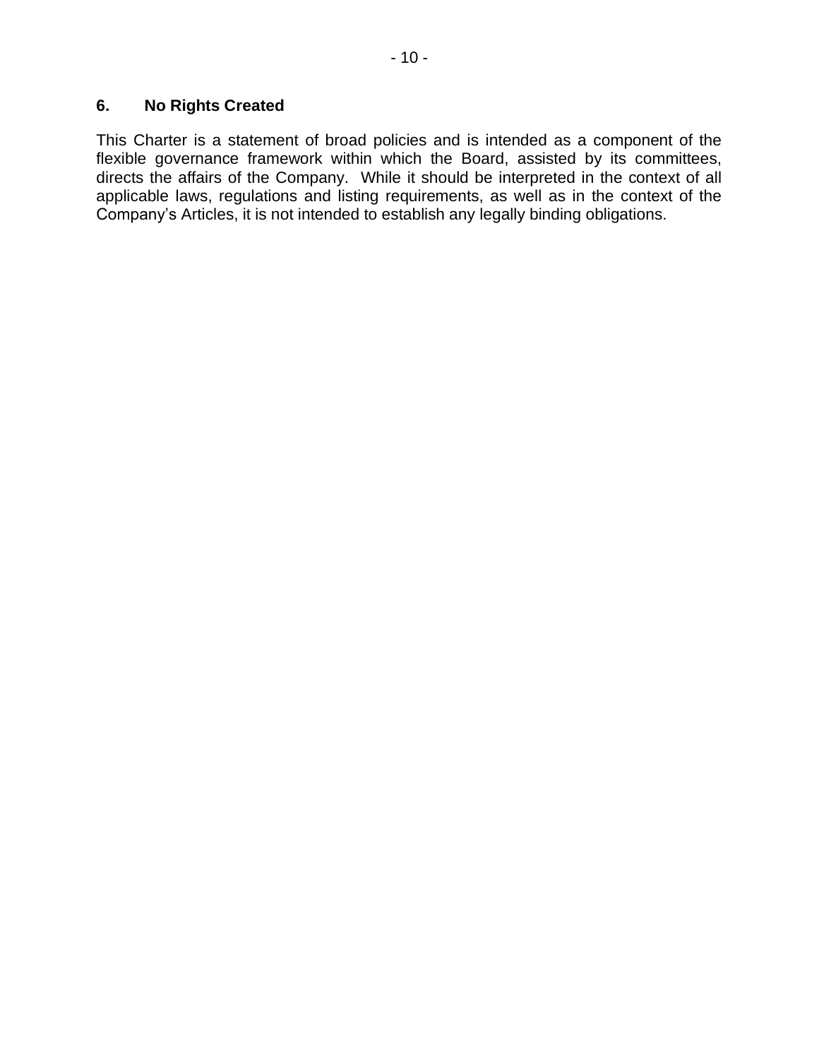## 6. No Rights Created

This Charter is a statement of broad policies and is intended as a component of the flexible governance framework within which the Board, assisted by its committees, directs the affairs of the Company. While it should be interpreted in the context of all applicable laws, regulations and listing requirements, as well as in the context of the Company's Articles, it is not intended to establish any legally binding obligations.